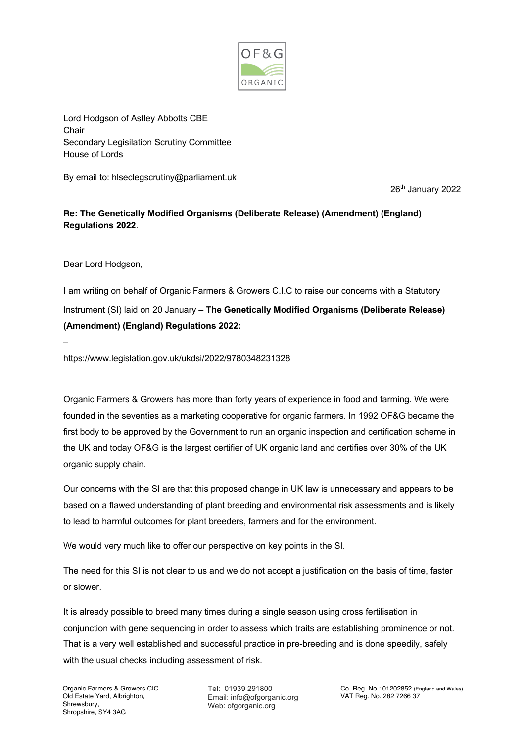OF&G

ORGANIC

Lord Hodgson of Astley Abbotts CBE
Chair
Secondary Legislation Scrutiny Committee
House of Lords

By email to: hlseclegscrutiny@parliament.uk

26th January 2022

**Re: The Genetically Modified Organisms (Deliberate Release) (Amendment) (England) Regulations 2022**.

Dear Lord Hodgson,

I am writing on behalf of Organic Farmers & Growers C.I.C to raise our concerns with a Statutory Instrument (SI) laid on 20 January – **The Genetically Modified Organisms (Deliberate Release) (Amendment) (England) Regulations 2022:**

–

https://www.legislation.gov.uk/ukdsi/2022/9780348231328

Organic Farmers & Growers has more than forty years of experience in food and farming. We were founded in the seventies as a marketing cooperative for organic farmers. In 1992 OF&G became the first body to be approved by the Government to run an organic inspection and certification scheme in the UK and today OF&G is the largest certifier of UK organic land and certifies over 30% of the UK organic supply chain.

Our concerns with the SI are that this proposed change in UK law is unnecessary and appears to be based on a flawed understanding of plant breeding and environmental risk assessments and is likely to lead to harmful outcomes for plant breeders, farmers and for the environment.

We would very much like to offer our perspective on key points in the SI.

The need for this SI is not clear to us and we do not accept a justification on the basis of time, faster or slower.

It is already possible to breed many times during a single season using cross fertilisation in conjunction with gene sequencing in order to assess which traits are establishing prominence or not. That is a very well established and successful practice in pre-breeding and is done speedily, safely with the usual checks including assessment of risk.

Organic Farmers & Growers CIC
Old Estate Yard, Albrighton,
Shrewsbury,
Shropshire, SY4 3AG

Tel: 01939 291800
Email: info@ofgorganic.org
Web: ofgorganic.org

Co. Reg. No.: 01202852 (England and Wales)
VAT Reg. No. 282 7266 37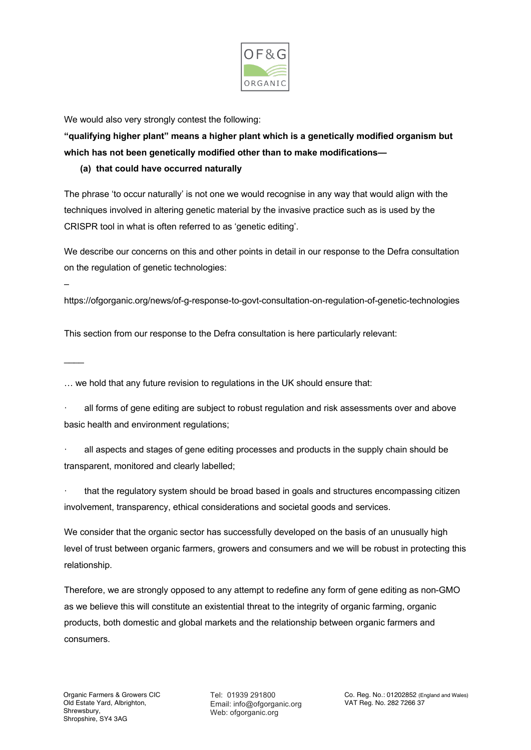We would also very strongly contest the following:

**"qualifying higher plant" means a higher plant which is a genetically modified organism but which has not been genetically modified other than to make modifications—**

**(a) that could have occurred naturally**

The phrase 'to occur naturally' is not one we would recognise in any way that would align with the techniques involved in altering genetic material by the invasive practice such as is used by the CRISPR tool in what is often referred to as 'genetic editing'.

We describe our concerns on this and other points in detail in our response to the Defra consultation on the regulation of genetic technologies:

–

https://ofgorganic.org/news/of-g-response-to-govt-consultation-on-regulation-of-genetic-technologies

This section from our response to the Defra consultation is here particularly relevant:

\_\_\_\_

… we hold that any future revision to regulations in the UK should ensure that:

· all forms of gene editing are subject to robust regulation and risk assessments over and above basic health and environment regulations;

· all aspects and stages of gene editing processes and products in the supply chain should be transparent, monitored and clearly labelled;

· that the regulatory system should be broad based in goals and structures encompassing citizen involvement, transparency, ethical considerations and societal goods and services.

We consider that the organic sector has successfully developed on the basis of an unusually high level of trust between organic farmers, growers and consumers and we will be robust in protecting this relationship.

Therefore, we are strongly opposed to any attempt to redefine any form of gene editing as non-GMO as we believe this will constitute an existential threat to the integrity of organic farming, organic products, both domestic and global markets and the relationship between organic farmers and consumers.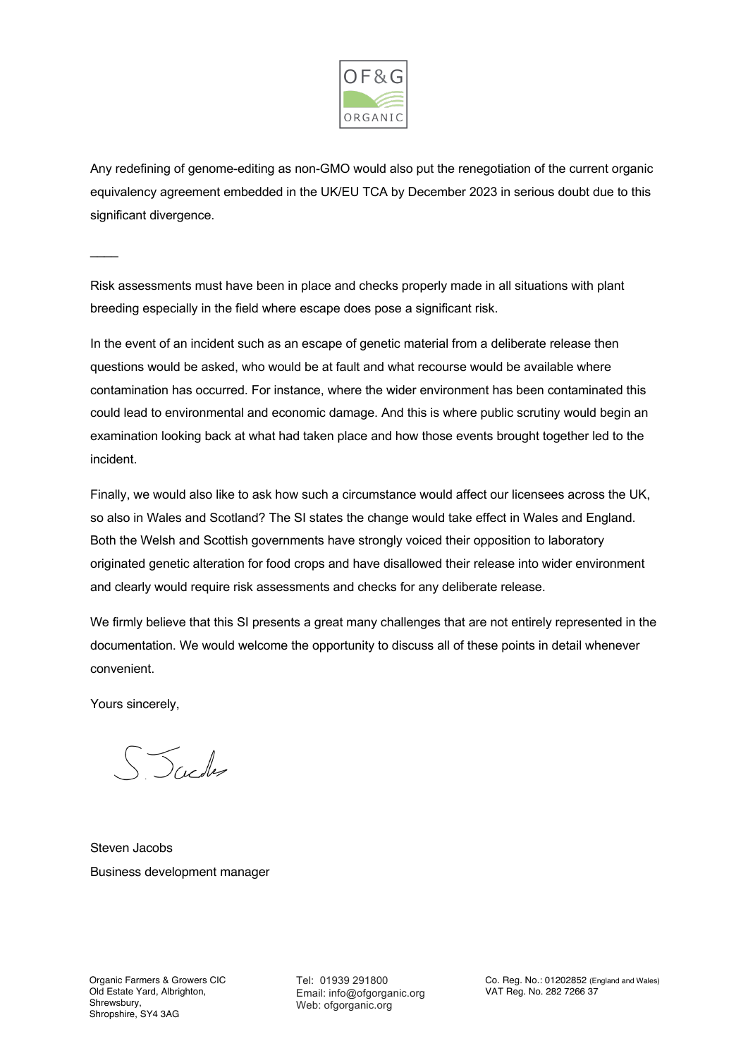Any redefining of genome-editing as non-GMO would also put the renegotiation of the current organic equivalency agreement embedded in the UK/EU TCA by December 2023 in serious doubt due to this significant divergence.

____

Risk assessments must have been in place and checks properly made in all situations with plant breeding especially in the field where escape does pose a significant risk.

In the event of an incident such as an escape of genetic material from a deliberate release then questions would be asked, who would be at fault and what recourse would be available where contamination has occurred. For instance, where the wider environment has been contaminated this could lead to environmental and economic damage. And this is where public scrutiny would begin an examination looking back at what had taken place and how those events brought together led to the incident.

Finally, we would also like to ask how such a circumstance would affect our licensees across the UK, so also in Wales and Scotland? The SI states the change would take effect in Wales and England. Both the Welsh and Scottish governments have strongly voiced their opposition to laboratory originated genetic alteration for food crops and have disallowed their release into wider environment and clearly would require risk assessments and checks for any deliberate release.

We firmly believe that this SI presents a great many challenges that are not entirely represented in the documentation. We would welcome the opportunity to discuss all of these points in detail whenever convenient.

Yours sincerely,

S. Jacobs

Steven Jacobs
Business development manager

Organic Farmers & Growers CIC
Old Estate Yard, Albrighton,
Shrewsbury,
Shropshire, SY4 3AG

Tel: 01939 291800
Email: info@ofgorganic.org
Web: ofgorganic.org

Co. Reg. No.: 01202852 (England and Wales)
VAT Reg. No. 282 7266 37